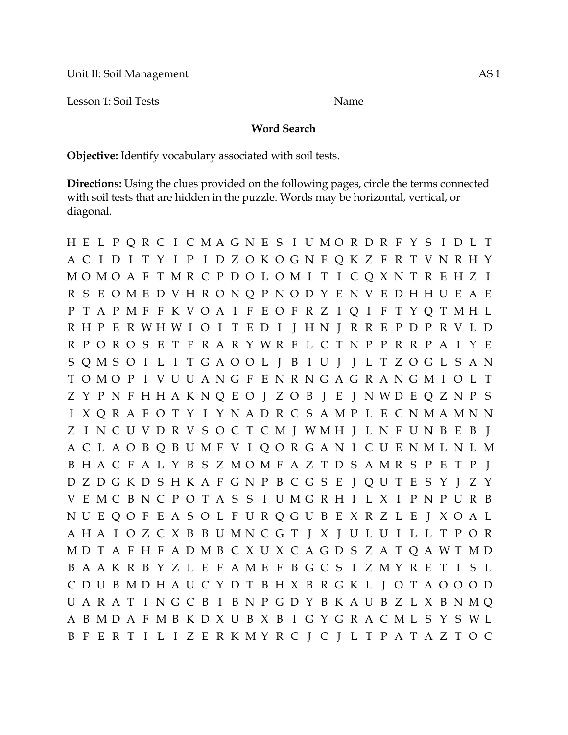Unit II: Soil Management AS 1

Lesson 1: Soil Tests Name ________________________

**Word Search**

**Objective:** Identify vocabulary associated with soil tests.

**Directions:** Using the clues provided on the following pages, circle the terms connected with soil tests that are hidden in the puzzle. Words may be horizontal, vertical, or diagonal.

```
H E L P Q R C I C M A G N E S I U M O R D R F Y S I D L T
A C I D I T Y I P I D Z O K O G N F Q K Z F R T V N R H Y
M O M O A F T M R C P D O L O M I T I C Q X N T R E H Z I
R S E O M E D V H R O N Q P N O D Y E N V E D H H U E A E
P T A P M F F K V O A I F E O F R Z I Q I F T Y Q T M H L
R H P E R W H W I O I T E D I J H N J R R E P D P R V L D
R P O R O S E T F R A R Y W R F L C T N P P R R P A I Y E
S Q M S O I L I T G A O O L J B I U J J L T Z O G L S A N
T O M O P I V U U A N G F E N R N G A G R A N G M I O L T
Z Y P N F H H A K N Q E O J Z O B J E J N W D E Q Z N P S
I X Q R A F O T Y I Y N A D R C S A M P L E C N M A M N N
Z I N C U V D R V S O C T C M J W M H J L N F U N B E B J
A C L A O B Q B U M F V I Q O R G A N I C U E N M L N L M
B H A C F A L Y B S Z M O M F A Z T D S A M R S P E T P J
D Z D G K D S H K A F G N P B C G S E J Q U T E S Y J Z Y
V E M C B N C P O T A S S I U M G R H I L X I P N P U R B
N U E Q O F E A S O L F U R Q G U B E X R Z L E J X O A L
A H A I O Z C X B B U M N C G T J X J U L U I L L T P O R
M D T A F H F A D M B C X U X C A G D S Z A T Q A W T M D
B A A K R B Y Z L E F A M E F B G C S I Z M Y R E T I S L
C D U B M D H A U C Y D T B H X B R G K L J O T A O O O D
U A R A T I N G C B I B N P G D Y B K A U B Z L X B N M Q
A B M D A F M B K D X U B X B I G Y G R A C M L S Y S W L
B F E R T I L I Z E R K M Y R C J C J L T P A T A Z T O C
```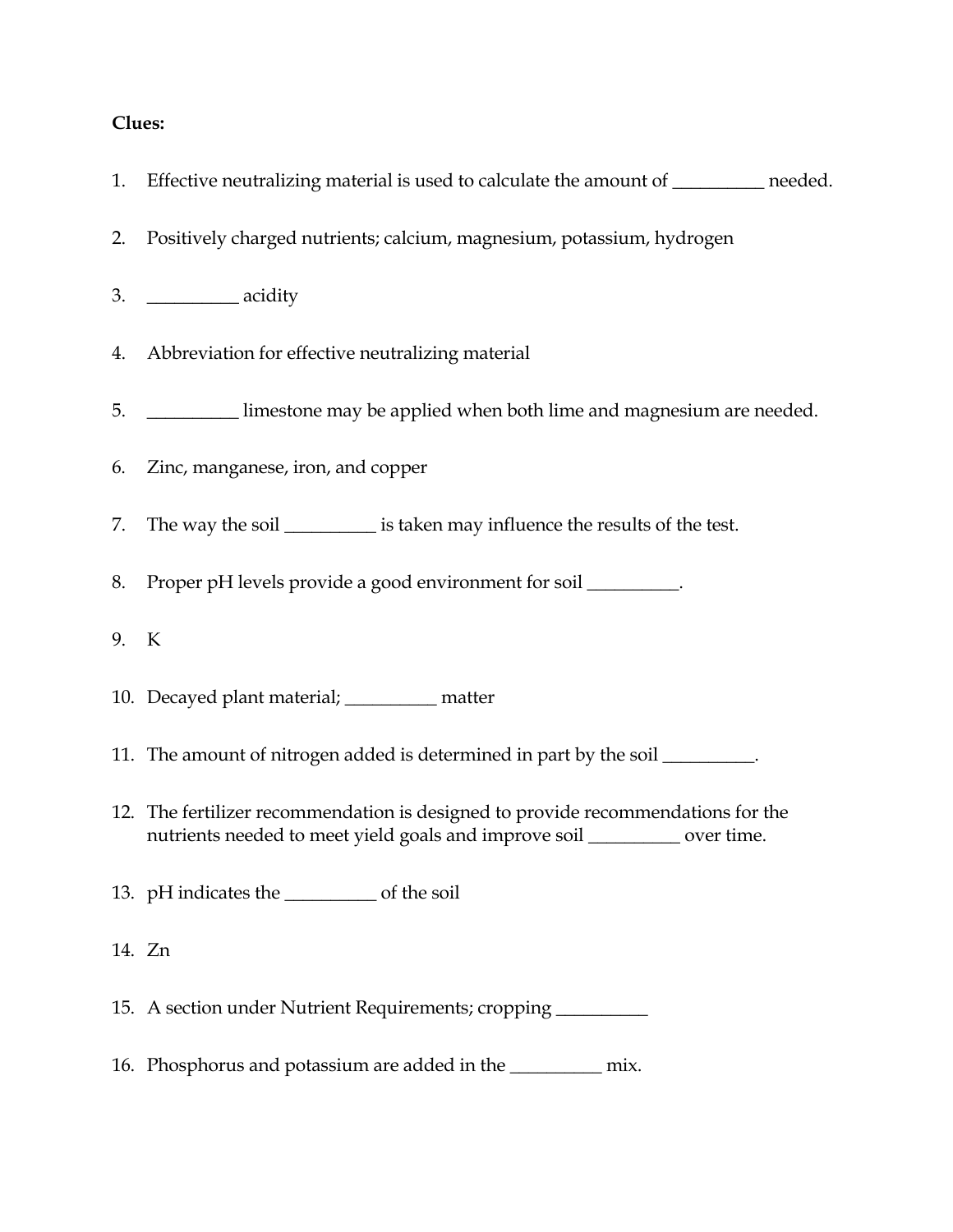**Clues:**

1. Effective neutralizing material is used to calculate the amount of __________ needed.

2. Positively charged nutrients; calcium, magnesium, potassium, hydrogen

3. __________ acidity

4. Abbreviation for effective neutralizing material

5. __________ limestone may be applied when both lime and magnesium are needed.

6. Zinc, manganese, iron, and copper

7. The way the soil __________ is taken may influence the results of the test.

8. Proper pH levels provide a good environment for soil __________.

9. K

10. Decayed plant material; __________ matter

11. The amount of nitrogen added is determined in part by the soil __________.

12. The fertilizer recommendation is designed to provide recommendations for the nutrients needed to meet yield goals and improve soil __________ over time.

13. pH indicates the __________ of the soil

14. Zn

15. A section under Nutrient Requirements; cropping __________

16. Phosphorus and potassium are added in the __________ mix.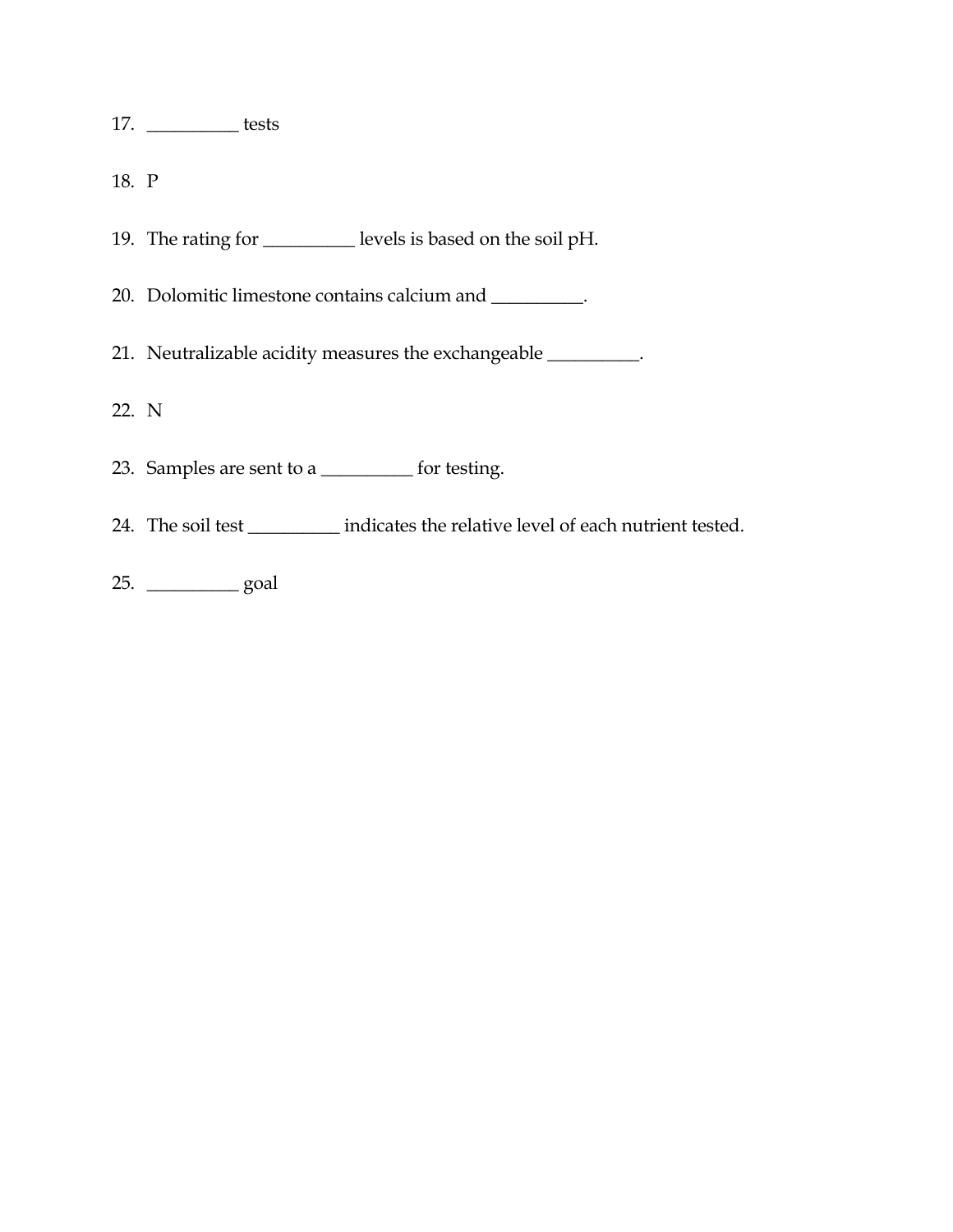17. __________ tests

18. P

19. The rating for __________ levels is based on the soil pH.

20. Dolomitic limestone contains calcium and __________.

21. Neutralizable acidity measures the exchangeable __________.

22. N

23. Samples are sent to a __________ for testing.

24. The soil test __________ indicates the relative level of each nutrient tested.

25. __________ goal